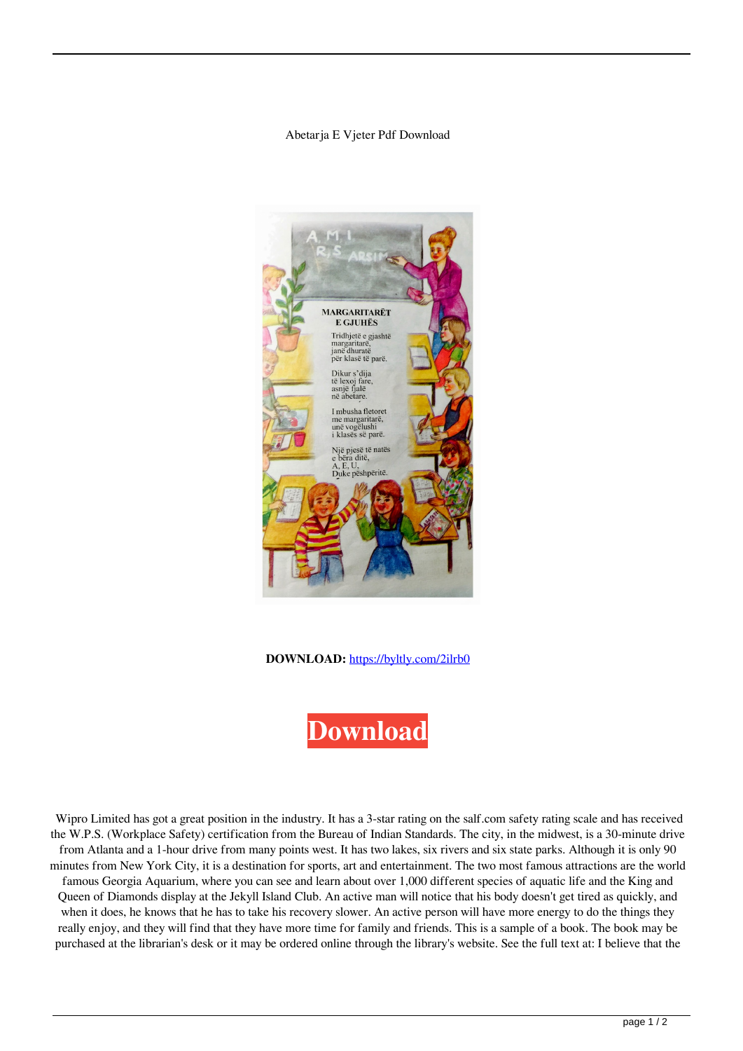Abetarja E Vjeter Pdf Download

MARGARITARËT E GJUHËS

Tridhjetë e gjashtë
margaritarë,
janë dhuratë
për klasë të parë.

Dikur s'dija
të lexoj fare,
asnjë fjalë
në abetare.

I mbusha fletoret
me margaritarë,
unë vogëlushi
i klasës së parë.

Një pjesë të natës
e bëra ditë,
A, E, U,
Duke pëshpëritë.

**DOWNLOAD:** https://byltly.com/2ilrb0

**Download**

Wipro Limited has got a great position in the industry. It has a 3-star rating on the salf.com safety rating scale and has received the W.P.S. (Workplace Safety) certification from the Bureau of Indian Standards. The city, in the midwest, is a 30-minute drive from Atlanta and a 1-hour drive from many points west. It has two lakes, six rivers and six state parks. Although it is only 90 minutes from New York City, it is a destination for sports, art and entertainment. The two most famous attractions are the world famous Georgia Aquarium, where you can see and learn about over 1,000 different species of aquatic life and the King and Queen of Diamonds display at the Jekyll Island Club. An active man will notice that his body doesn't get tired as quickly, and when it does, he knows that he has to take his recovery slower. An active person will have more energy to do the things they really enjoy, and they will find that they have more time for family and friends. This is a sample of a book. The book may be purchased at the librarian's desk or it may be ordered online through the library's website. See the full text at: I believe that the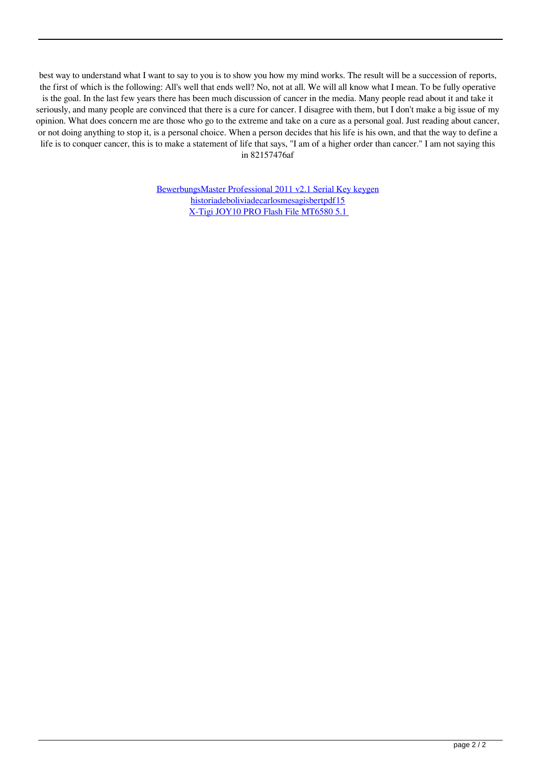best way to understand what I want to say to you is to show you how my mind works. The result will be a succession of reports, the first of which is the following: All's well that ends well? No, not at all. We will all know what I mean. To be fully operative is the goal. In the last few years there has been much discussion of cancer in the media. Many people read about it and take it seriously, and many people are convinced that there is a cure for cancer. I disagree with them, but I don't make a big issue of my opinion. What does concern me are those who go to the extreme and take on a cure as a personal goal. Just reading about cancer, or not doing anything to stop it, is a personal choice. When a person decides that his life is his own, and that the way to define a life is to conquer cancer, this is to make a statement of life that says, "I am of a higher order than cancer." I am not saying this in 82157476af

BewerbungsMaster Professional 2011 v2.1 Serial Key keygen
historiadeboliviadecarlosmesagisbertpdf15
X-Tigi JOY10 PRO Flash File MT6580 5.1